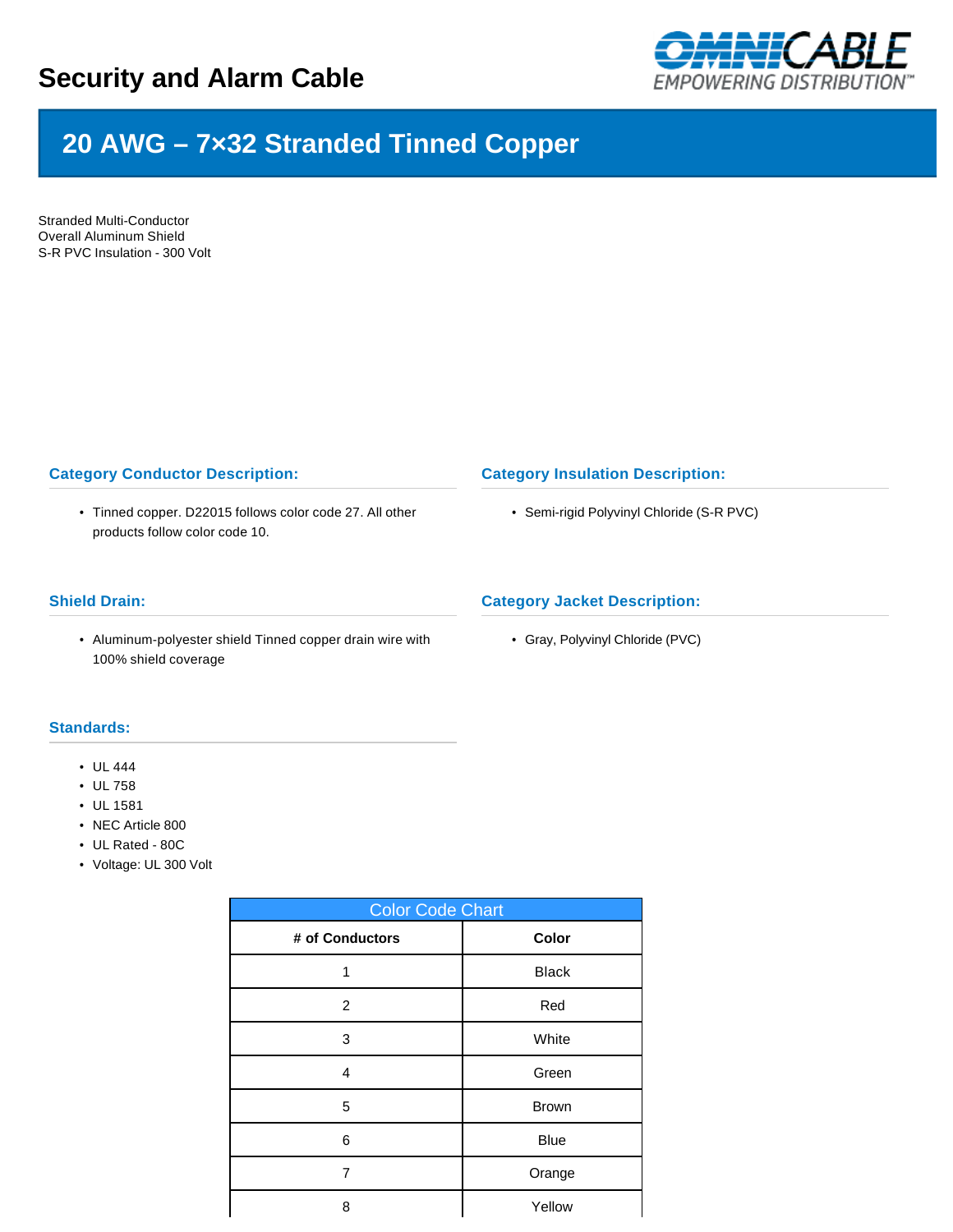# Security and Alarm Cable

## 20 AWG – 7×32 Stranded Tinned Copper

Stranded Multi-Conductor
Overall Aluminum Shield
S-R PVC Insulation - 300 Volt

### Category Conductor Description:

- Tinned copper. D22015 follows color code 27. All other products follow color code 10.

### Category Insulation Description:

- Semi-rigid Polyvinyl Chloride (S-R PVC)

### Shield Drain:

- Aluminum-polyester shield Tinned copper drain wire with 100% shield coverage

### Category Jacket Description:

- Gray, Polyvinyl Chloride (PVC)

### Standards:

- UL 444
- UL 758
- UL 1581
- NEC Article 800
- UL Rated - 80C
- Voltage: UL 300 Volt

| Color Code Chart | |
|---|---|
| **# of Conductors** | **Color** |
| 1 | Black |
| 2 | Red |
| 3 | White |
| 4 | Green |
| 5 | Brown |
| 6 | Blue |
| 7 | Orange |
| 8 | Yellow |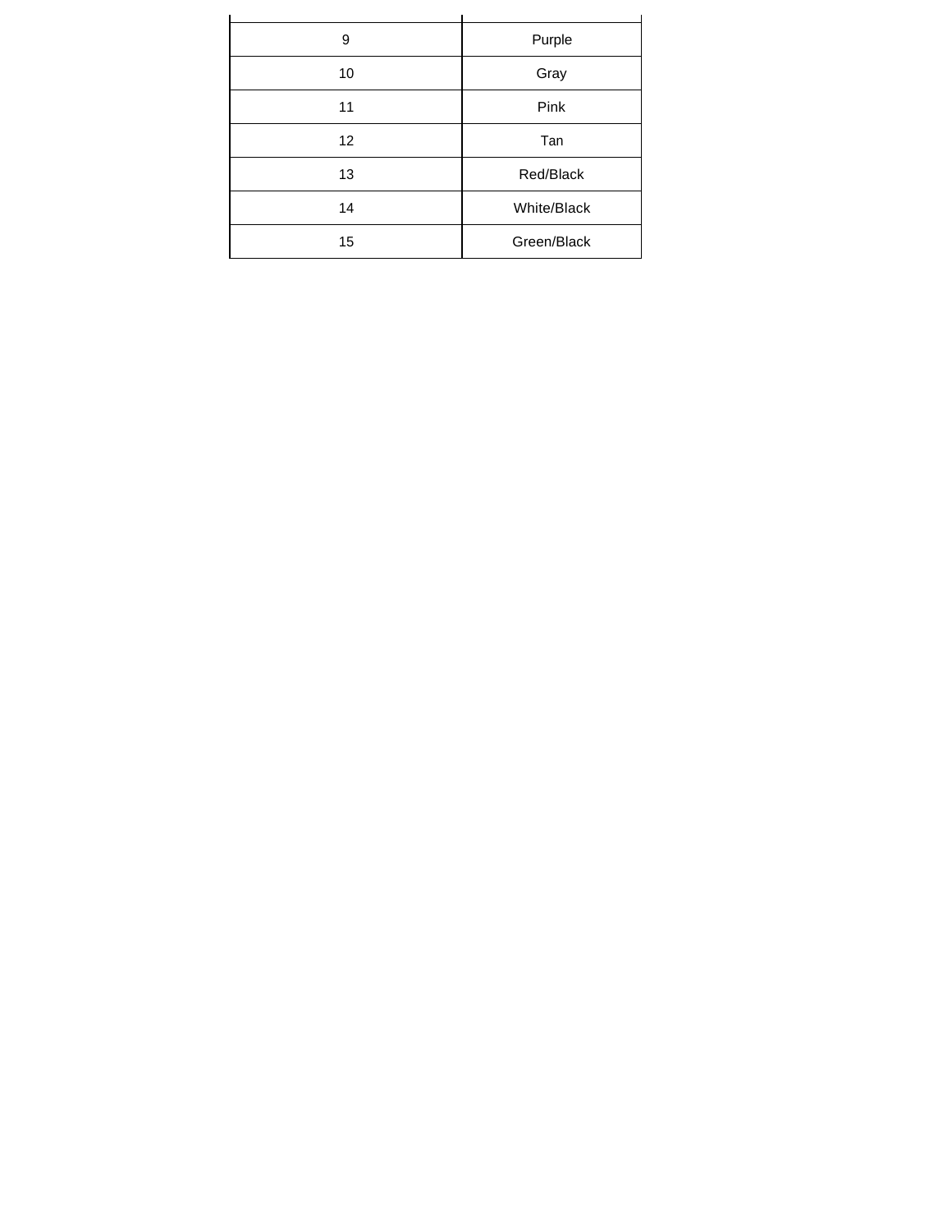| | |
|---|---|
| 9 | Purple |
| 10 | Gray |
| 11 | Pink |
| 12 | Tan |
| 13 | Red/Black |
| 14 | White/Black |
| 15 | Green/Black |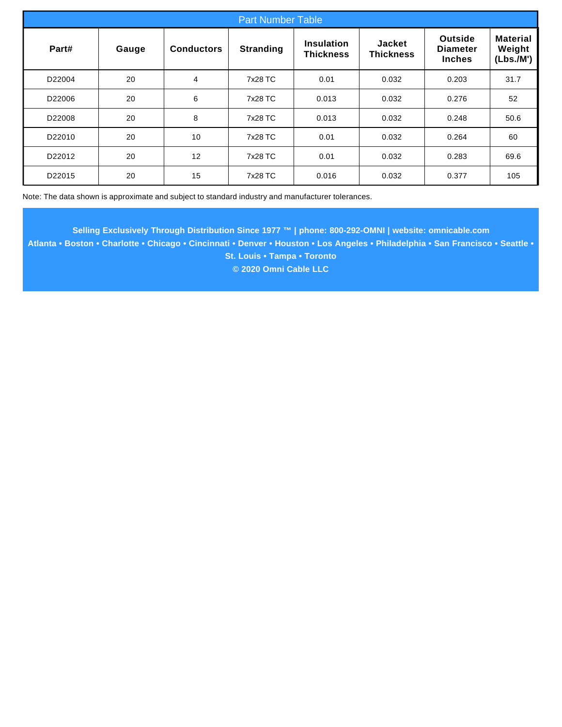## Part Number Table

| Part# | Gauge | Conductors | Stranding | Insulation Thickness | Jacket Thickness | Outside Diameter Inches | Material Weight (Lbs./M') |
|---|---|---|---|---|---|---|---|
| D22004 | 20 | 4 | 7x28 TC | 0.01 | 0.032 | 0.203 | 31.7 |
| D22006 | 20 | 6 | 7x28 TC | 0.013 | 0.032 | 0.276 | 52 |
| D22008 | 20 | 8 | 7x28 TC | 0.013 | 0.032 | 0.248 | 50.6 |
| D22010 | 20 | 10 | 7x28 TC | 0.01 | 0.032 | 0.264 | 60 |
| D22012 | 20 | 12 | 7x28 TC | 0.01 | 0.032 | 0.283 | 69.6 |
| D22015 | 20 | 15 | 7x28 TC | 0.016 | 0.032 | 0.377 | 105 |

Note: The data shown is approximate and subject to standard industry and manufacturer tolerances.

**Selling Exclusively Through Distribution Since 1977 ™ | phone: 800-292-OMNI | website: omnicable.com**
**Atlanta • Boston • Charlotte • Chicago • Cincinnati • Denver • Houston • Los Angeles • Philadelphia • San Francisco • Seattle • St. Louis • Tampa • Toronto**
**© 2020 Omni Cable LLC**